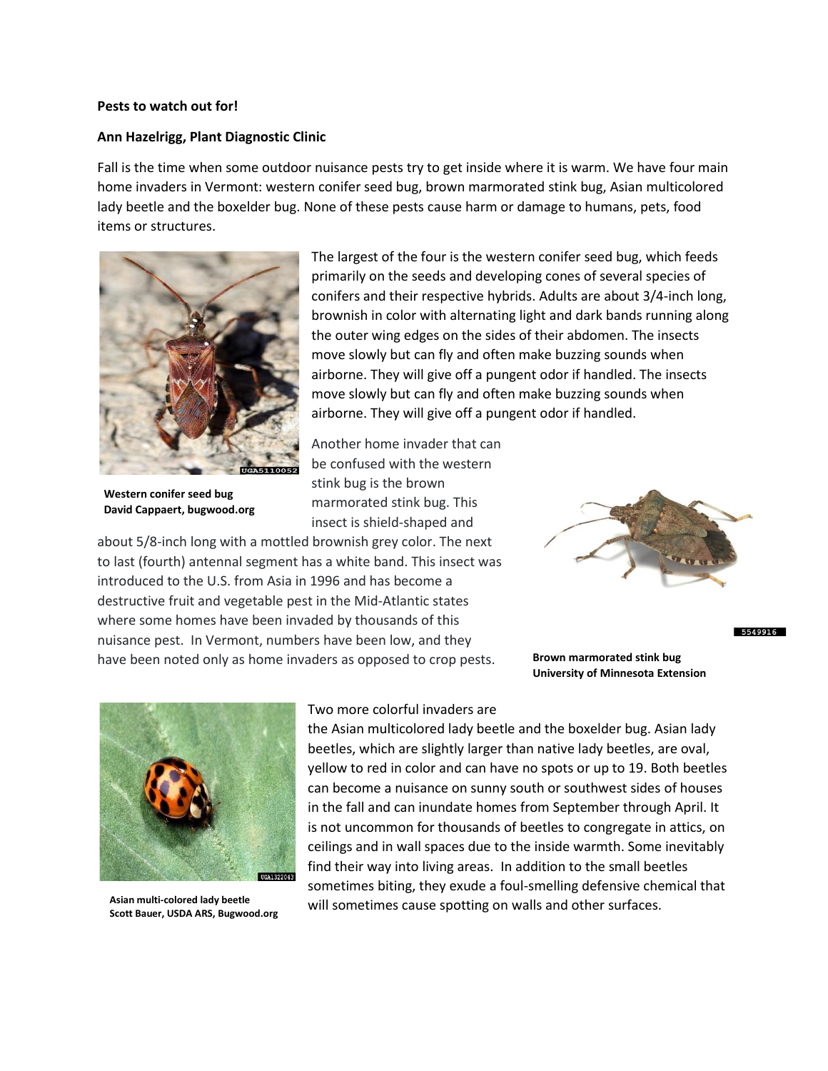**Pests to watch out for!**

**Ann Hazelrigg, Plant Diagnostic Clinic**

Fall is the time when some outdoor nuisance pests try to get inside where it is warm. We have four main home invaders in Vermont: western conifer seed bug, brown marmorated stink bug, Asian multicolored lady beetle and the boxelder bug. None of these pests cause harm or damage to humans, pets, food items or structures.

The largest of the four is the western conifer seed bug, which feeds primarily on the seeds and developing cones of several species of conifers and their respective hybrids. Adults are about 3/4-inch long, brownish in color with alternating light and dark bands running along the outer wing edges on the sides of their abdomen. The insects move slowly but can fly and often make buzzing sounds when airborne. They will give off a pungent odor if handled. The insects move slowly but can fly and often make buzzing sounds when airborne. They will give off a pungent odor if handled.

**Western conifer seed bug**
**David Cappaert, bugwood.org**

Another home invader that can be confused with the western stink bug is the brown marmorated stink bug. This insect is shield-shaped and about 5/8-inch long with a mottled brownish grey color. The next to last (fourth) antennal segment has a white band. This insect was introduced to the U.S. from Asia in 1996 and has become a destructive fruit and vegetable pest in the Mid-Atlantic states where some homes have been invaded by thousands of this nuisance pest. In Vermont, numbers have been low, and they have been noted only as home invaders as opposed to crop pests.

**Brown marmorated stink bug**
**University of Minnesota Extension**

Two more colorful invaders are the Asian multicolored lady beetle and the boxelder bug. Asian lady beetles, which are slightly larger than native lady beetles, are oval, yellow to red in color and can have no spots or up to 19. Both beetles can become a nuisance on sunny south or southwest sides of houses in the fall and can inundate homes from September through April. It is not uncommon for thousands of beetles to congregate in attics, on ceilings and in wall spaces due to the inside warmth. Some inevitably find their way into living areas. In addition to the small beetles sometimes biting, they exude a foul-smelling defensive chemical that will sometimes cause spotting on walls and other surfaces.

**Asian multi-colored lady beetle**
**Scott Bauer, USDA ARS, Bugwood.org**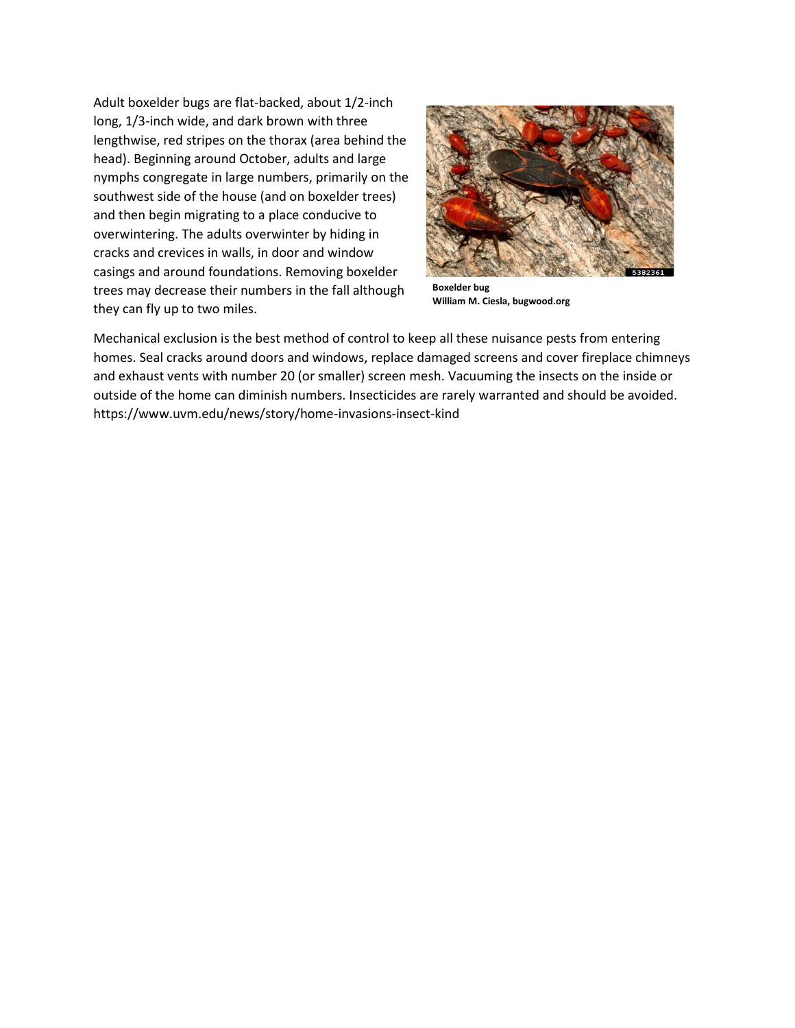Adult boxelder bugs are flat-backed, about 1/2-inch long, 1/3-inch wide, and dark brown with three lengthwise, red stripes on the thorax (area behind the head). Beginning around October, adults and large nymphs congregate in large numbers, primarily on the southwest side of the house (and on boxelder trees) and then begin migrating to a place conducive to overwintering. The adults overwinter by hiding in cracks and crevices in walls, in door and window casings and around foundations. Removing boxelder trees may decrease their numbers in the fall although they can fly up to two miles.

**Boxelder bug**
**William M. Ciesla, bugwood.org**

Mechanical exclusion is the best method of control to keep all these nuisance pests from entering homes. Seal cracks around doors and windows, replace damaged screens and cover fireplace chimneys and exhaust vents with number 20 (or smaller) screen mesh. Vacuuming the insects on the inside or outside of the home can diminish numbers. Insecticides are rarely warranted and should be avoided.
https://www.uvm.edu/news/story/home-invasions-insect-kind